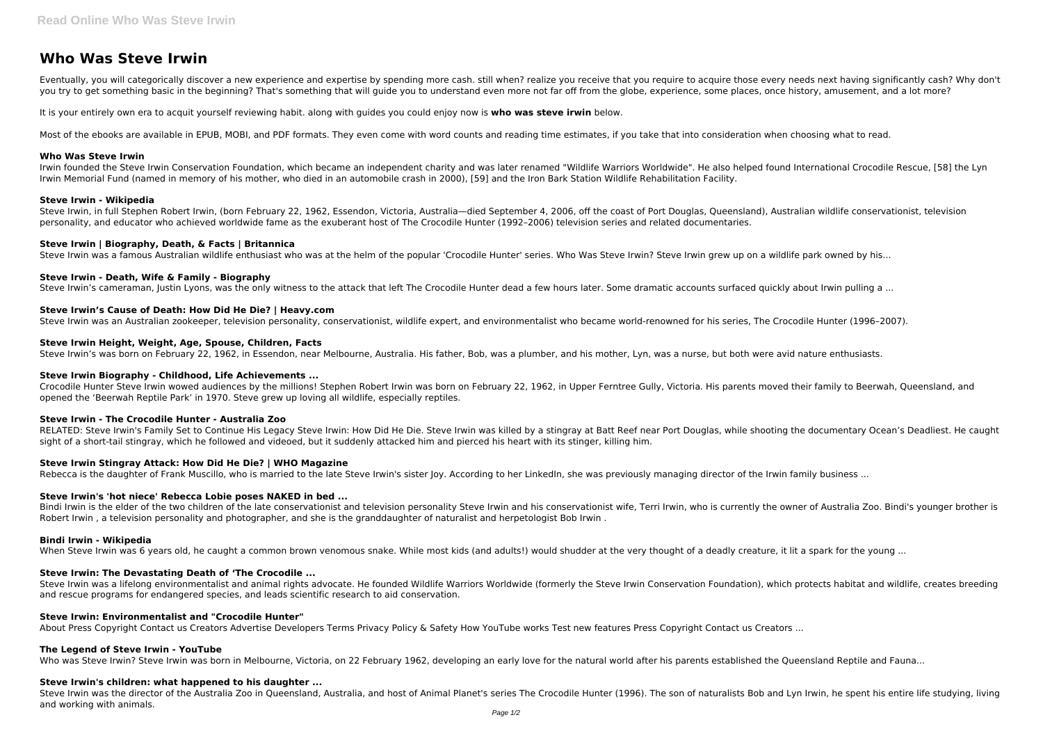# Who Was Steve Irwin

Eventually, you will categorically discover a new experience and expertise by spending more cash. still when? realize you receive that you require to acquire those every needs next having significantly cash? Why don't you try to get something basic in the beginning? That's something that will guide you to understand even more not far off from the globe, experience, some places, once history, amusement, and a lot more?

It is your entirely own era to acquit yourself reviewing habit. along with guides you could enjoy now is **who was steve irwin** below.

Most of the ebooks are available in EPUB, MOBI, and PDF formats. They even come with word counts and reading time estimates, if you take that into consideration when choosing what to read.

### Who Was Steve Irwin

Irwin founded the Steve Irwin Conservation Foundation, which became an independent charity and was later renamed "Wildlife Warriors Worldwide". He also helped found International Crocodile Rescue, [58] the Lyn Irwin Memorial Fund (named in memory of his mother, who died in an automobile crash in 2000), [59] and the Iron Bark Station Wildlife Rehabilitation Facility.

### Steve Irwin - Wikipedia

Steve Irwin, in full Stephen Robert Irwin, (born February 22, 1962, Essendon, Victoria, Australia—died September 4, 2006, off the coast of Port Douglas, Queensland), Australian wildlife conservationist, television personality, and educator who achieved worldwide fame as the exuberant host of The Crocodile Hunter (1992–2006) television series and related documentaries.

### Steve Irwin | Biography, Death, & Facts | Britannica

Steve Irwin was a famous Australian wildlife enthusiast who was at the helm of the popular 'Crocodile Hunter' series. Who Was Steve Irwin? Steve Irwin grew up on a wildlife park owned by his...

### Steve Irwin - Death, Wife & Family - Biography

Steve Irwin's cameraman, Justin Lyons, was the only witness to the attack that left The Crocodile Hunter dead a few hours later. Some dramatic accounts surfaced quickly about Irwin pulling a ...

### Steve Irwin's Cause of Death: How Did He Die? | Heavy.com

Steve Irwin was an Australian zookeeper, television personality, conservationist, wildlife expert, and environmentalist who became world-renowned for his series, The Crocodile Hunter (1996–2007).

### Steve Irwin Height, Weight, Age, Spouse, Children, Facts

Steve Irwin's was born on February 22, 1962, in Essendon, near Melbourne, Australia. His father, Bob, was a plumber, and his mother, Lyn, was a nurse, but both were avid nature enthusiasts.

### Steve Irwin Biography - Childhood, Life Achievements ...

Crocodile Hunter Steve Irwin wowed audiences by the millions! Stephen Robert Irwin was born on February 22, 1962, in Upper Ferntree Gully, Victoria. His parents moved their family to Beerwah, Queensland, and opened the 'Beerwah Reptile Park' in 1970. Steve grew up loving all wildlife, especially reptiles.

### Steve Irwin - The Crocodile Hunter - Australia Zoo

RELATED: Steve Irwin's Family Set to Continue His Legacy Steve Irwin: How Did He Die. Steve Irwin was killed by a stingray at Batt Reef near Port Douglas, while shooting the documentary Ocean's Deadliest. He caught sight of a short-tail stingray, which he followed and videoed, but it suddenly attacked him and pierced his heart with its stinger, killing him.

### Steve Irwin Stingray Attack: How Did He Die? | WHO Magazine

Rebecca is the daughter of Frank Muscillo, who is married to the late Steve Irwin's sister Joy. According to her LinkedIn, she was previously managing director of the Irwin family business ...

### Steve Irwin's 'hot niece' Rebecca Lobie poses NAKED in bed ...

Bindi Irwin is the elder of the two children of the late conservationist and television personality Steve Irwin and his conservationist wife, Terri Irwin, who is currently the owner of Australia Zoo. Bindi's younger brother is Robert Irwin , a television personality and photographer, and she is the granddaughter of naturalist and herpetologist Bob Irwin .

### Bindi Irwin - Wikipedia

When Steve Irwin was 6 years old, he caught a common brown venomous snake. While most kids (and adults!) would shudder at the very thought of a deadly creature, it lit a spark for the young ...

### Steve Irwin: The Devastating Death of 'The Crocodile ...

Steve Irwin was a lifelong environmentalist and animal rights advocate. He founded Wildlife Warriors Worldwide (formerly the Steve Irwin Conservation Foundation), which protects habitat and wildlife, creates breeding and rescue programs for endangered species, and leads scientific research to aid conservation.

### Steve Irwin: Environmentalist and "Crocodile Hunter"

About Press Copyright Contact us Creators Advertise Developers Terms Privacy Policy & Safety How YouTube works Test new features Press Copyright Contact us Creators ...

### The Legend of Steve Irwin - YouTube

Who was Steve Irwin? Steve Irwin was born in Melbourne, Victoria, on 22 February 1962, developing an early love for the natural world after his parents established the Queensland Reptile and Fauna...

### Steve Irwin's children: what happened to his daughter ...

Steve Irwin was the director of the Australia Zoo in Queensland, Australia, and host of Animal Planet's series The Crocodile Hunter (1996). The son of naturalists Bob and Lyn Irwin, he spent his entire life studying, living and working with animals.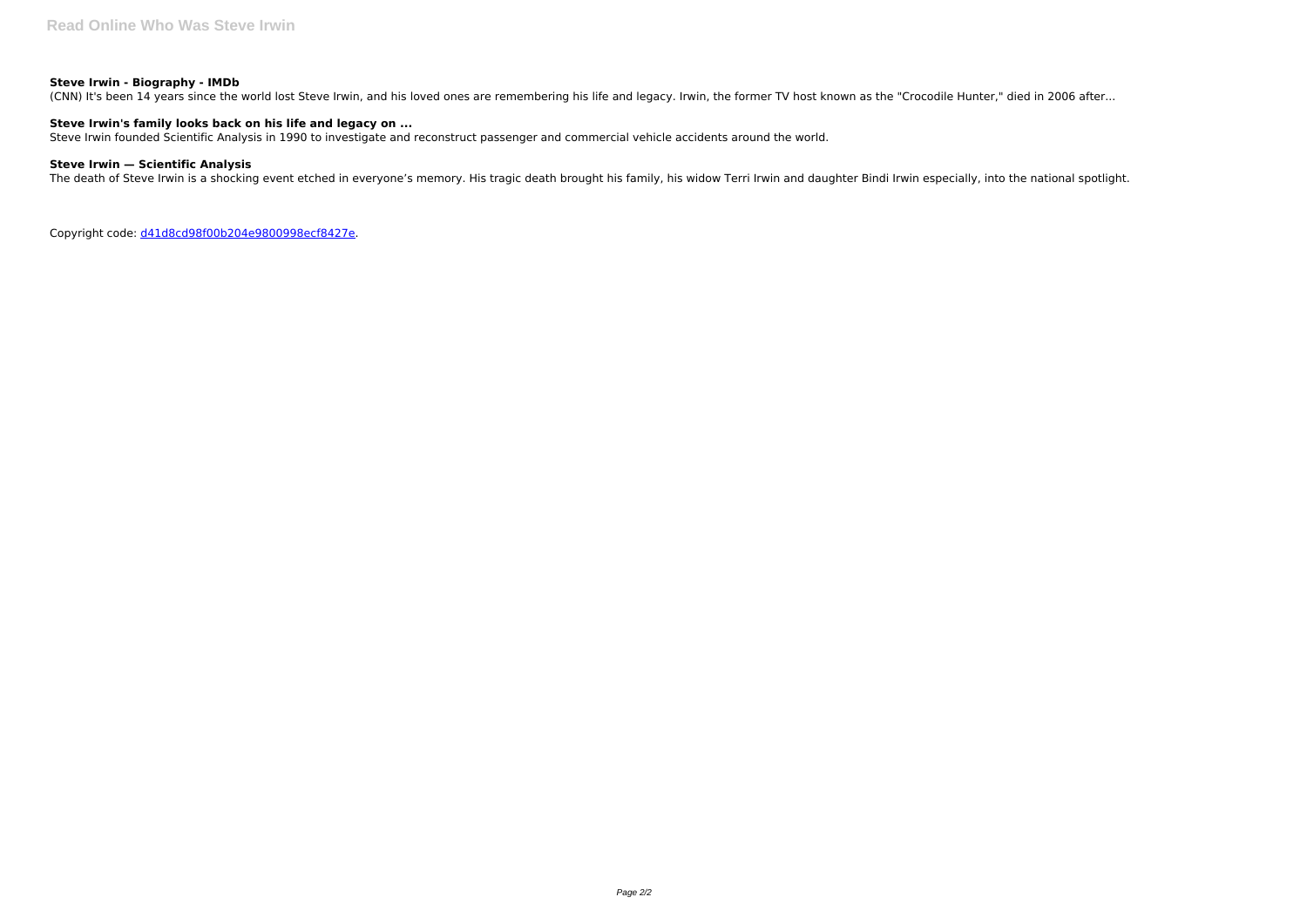**Steve Irwin - Biography - IMDb**

(CNN) It's been 14 years since the world lost Steve Irwin, and his loved ones are remembering his life and legacy. Irwin, the former TV host known as the "Crocodile Hunter," died in 2006 after...

**Steve Irwin's family looks back on his life and legacy on ...**

Steve Irwin founded Scientific Analysis in 1990 to investigate and reconstruct passenger and commercial vehicle accidents around the world.

**Steve Irwin — Scientific Analysis**

The death of Steve Irwin is a shocking event etched in everyone's memory. His tragic death brought his family, his widow Terri Irwin and daughter Bindi Irwin especially, into the national spotlight.

Copyright code: d41d8cd98f00b204e9800998ecf8427e.